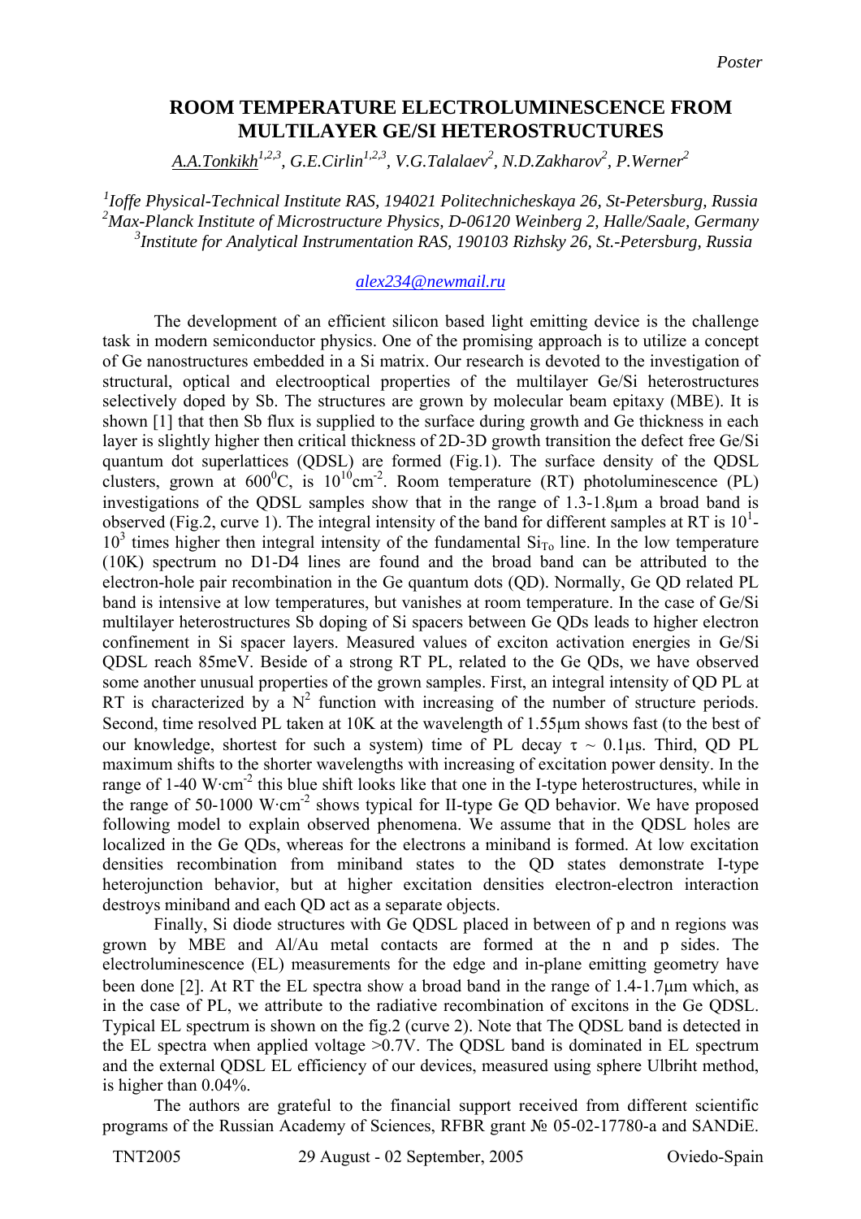*Poster*

# ROOM TEMPERATURE ELECTROLUMINESCENCE FROM MULTILAYER GE/SI HETEROSTRUCTURES

*A.A.Tonkikh[1,2,3], G.E.Cirlin[1,2,3], V.G.Talalaev[2], N.D.Zakharov[2], P.Werner[2]*

*[1]Ioffe Physical-Technical Institute RAS, 194021 Politechnicheskaya 26, St-Petersburg, Russia*
*[2]Max-Planck Institute of Microstructure Physics, D-06120 Weinberg 2, Halle/Saale, Germany*
*[3]Institute for Analytical Instrumentation RAS, 190103 Rizhsky 26, St.-Petersburg, Russia*

alex234@newmail.ru

The development of an efficient silicon based light emitting device is the challenge task in modern semiconductor physics. One of the promising approach is to utilize a concept of Ge nanostructures embedded in a Si matrix. Our research is devoted to the investigation of structural, optical and electrooptical properties of the multilayer Ge/Si heterostructures selectively doped by Sb. The structures are grown by molecular beam epitaxy (MBE). It is shown [1] that then Sb flux is supplied to the surface during growth and Ge thickness in each layer is slightly higher then critical thickness of 2D-3D growth transition the defect free Ge/Si quantum dot superlattices (QDSL) are formed (Fig.1). The surface density of the QDSL clusters, grown at $600^0$C, is $10^{10}$cm$^{-2}$. Room temperature (RT) photoluminescence (PL) investigations of the QDSL samples show that in the range of 1.3-1.8μm a broad band is observed (Fig.2, curve 1). The integral intensity of the band for different samples at RT is $10^1$-$10^3$ times higher then integral intensity of the fundamental $Si_{To}$ line. In the low temperature (10K) spectrum no D1-D4 lines are found and the broad band can be attributed to the electron-hole pair recombination in the Ge quantum dots (QD). Normally, Ge QD related PL band is intensive at low temperatures, but vanishes at room temperature. In the case of Ge/Si multilayer heterostructures Sb doping of Si spacers between Ge QDs leads to higher electron confinement in Si spacer layers. Measured values of exciton activation energies in Ge/Si QDSL reach 85meV. Beside of a strong RT PL, related to the Ge QDs, we have observed some another unusual properties of the grown samples. First, an integral intensity of QD PL at RT is characterized by a $N^2$ function with increasing of the number of structure periods. Second, time resolved PL taken at 10K at the wavelength of 1.55μm shows fast (to the best of our knowledge, shortest for such a system) time of PL decay $\tau \sim 0.1$μs. Third, QD PL maximum shifts to the shorter wavelengths with increasing of excitation power density. In the range of 1-40 W·cm$^{-2}$ this blue shift looks like that one in the I-type heterostructures, while in the range of 50-1000 W·cm$^{-2}$ shows typical for II-type Ge QD behavior. We have proposed following model to explain observed phenomena. We assume that in the QDSL holes are localized in the Ge QDs, whereas for the electrons a miniband is formed. At low excitation densities recombination from miniband states to the QD states demonstrate I-type heterojunction behavior, but at higher excitation densities electron-electron interaction destroys miniband and each QD act as a separate objects.

Finally, Si diode structures with Ge QDSL placed in between of p and n regions was grown by MBE and Al/Au metal contacts are formed at the n and p sides. The electroluminescence (EL) measurements for the edge and in-plane emitting geometry have been done [2]. At RT the EL spectra show a broad band in the range of 1.4-1.7μm which, as in the case of PL, we attribute to the radiative recombination of excitons in the Ge QDSL. Typical EL spectrum is shown on the fig.2 (curve 2). Note that The QDSL band is detected in the EL spectra when applied voltage >0.7V. The QDSL band is dominated in EL spectrum and the external QDSL EL efficiency of our devices, measured using sphere Ulbriht method, is higher than 0.04%.

The authors are grateful to the financial support received from different scientific programs of the Russian Academy of Sciences, RFBR grant № 05-02-17780-a and SANDiE.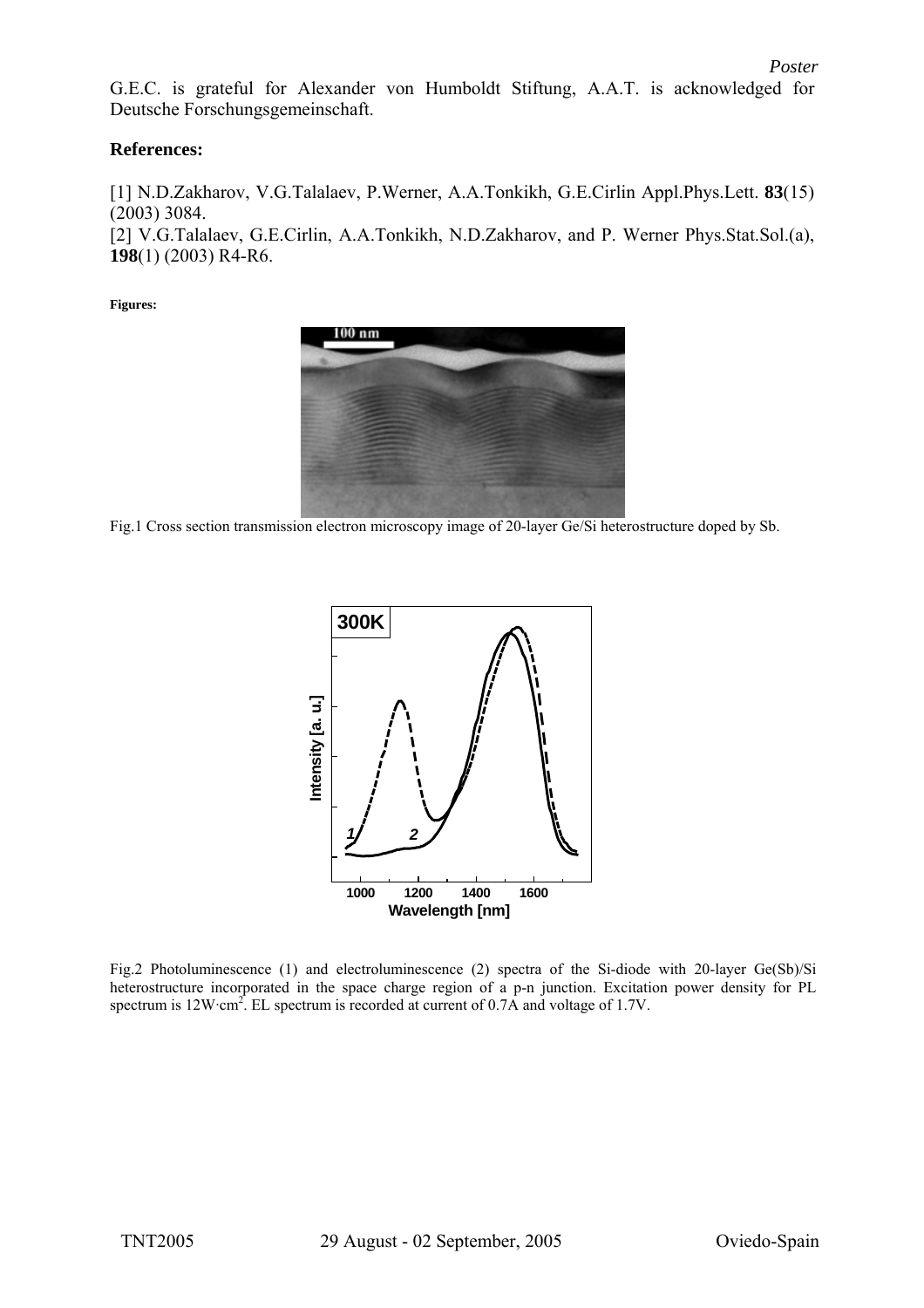G.E.C. is grateful for Alexander von Humboldt Stiftung, A.A.T. is acknowledged for Deutsche Forschungsgemeinschaft.

## References:

[1] N.D.Zakharov, V.G.Talalaev, P.Werner, A.A.Tonkikh, G.E.Cirlin Appl.Phys.Lett. **83**(15) (2003) 3084.

[2] V.G.Talalaev, G.E.Cirlin, A.A.Tonkikh, N.D.Zakharov, and P. Werner Phys.Stat.Sol.(a), **198**(1) (2003) R4-R6.

**Figures:**

100 nm

Fig.1 Cross section transmission electron microscopy image of 20-layer Ge/Si heterostructure doped by Sb.

300K

Intensity [a. u.]

1

2

1000
1200
1400
1600

Wavelength [nm]

Fig.2 Photoluminescence (1) and electroluminescence (2) spectra of the Si-diode with 20-layer Ge(Sb)/Si heterostructure incorporated in the space charge region of a p-n junction. Excitation power density for PL spectrum is $12 W \cdot cm^2$. EL spectrum is recorded at current of 0.7A and voltage of 1.7V.